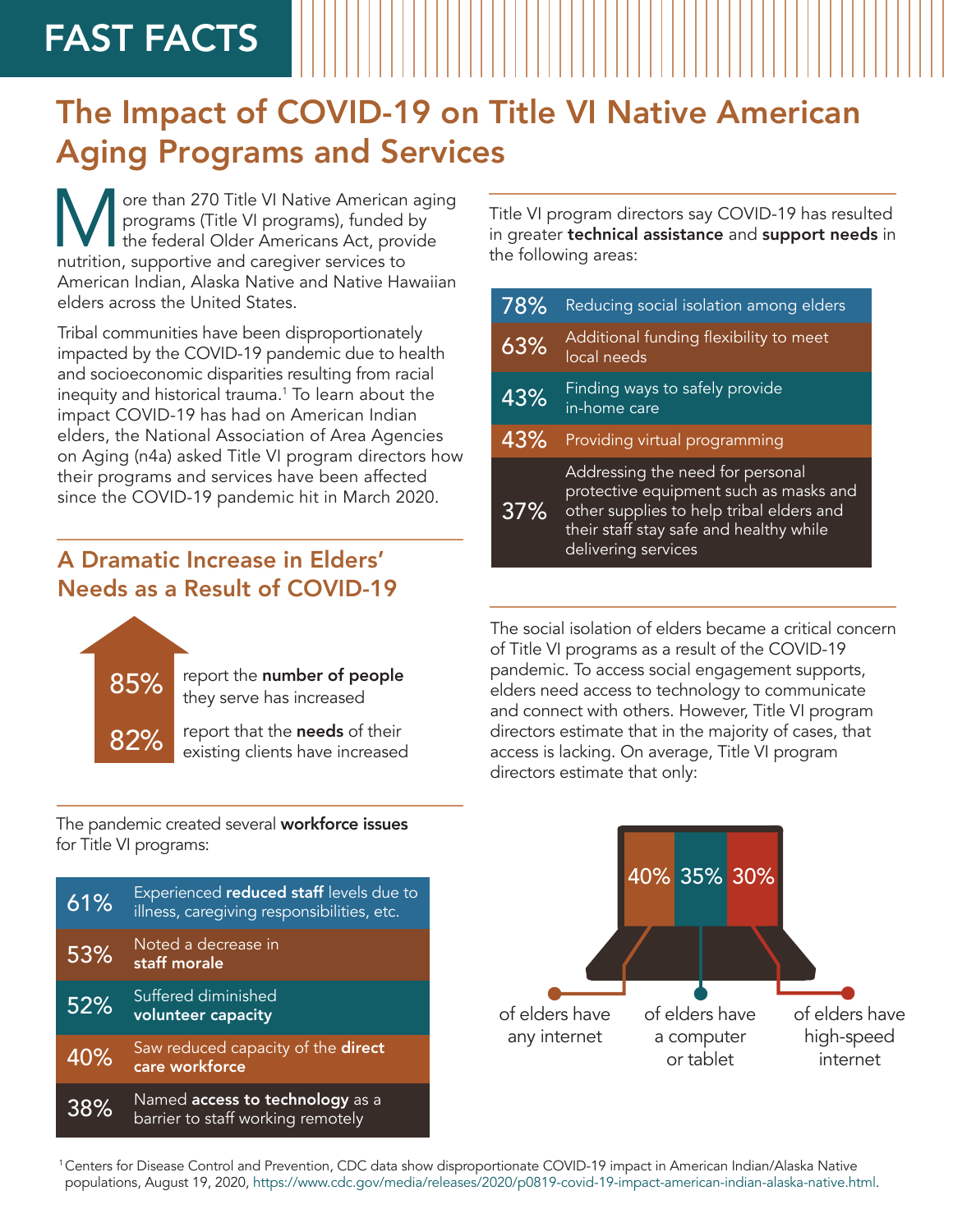FAST FACTS

# The Impact of COVID-19 on Title VI Native American Aging Programs and Services

More than 270 Title VI Native American aging programs (Title VI programs), funded by the federal Older Americans Act, provide nutrition, supportive and caregiver services to American Indian, Alaska Native and Native Hawaiian elders across the United States.

Tribal communities have been disproportionately impacted by the COVID-19 pandemic due to health and socioeconomic disparities resulting from racial inequity and historical trauma.[1] To learn about the impact COVID-19 has had on American Indian elders, the National Association of Area Agencies on Aging (n4a) asked Title VI program directors how their programs and services have been affected since the COVID-19 pandemic hit in March 2020.

## A Dramatic Increase in Elders' Needs as a Result of COVID-19

- **85%** report the **number of people** they serve has increased
- **82%** report that the **needs** of their existing clients have increased

The pandemic created several **workforce issues** for Title VI programs:

| % | Issue |
|---|---|
| 61% | Experienced **reduced staff** levels due to illness, caregiving responsibilities, etc. |
| 53% | Noted a decrease in **staff morale** |
| 52% | Suffered diminished **volunteer capacity** |
| 40% | Saw reduced capacity of the **direct care workforce** |
| 38% | Named **access to technology** as a barrier to staff working remotely |

Title VI program directors say COVID-19 has resulted in greater **technical assistance** and **support needs** in the following areas:

| % | Area |
|---|---|
| 78% | Reducing social isolation among elders |
| 63% | Additional funding flexibility to meet local needs |
| 43% | Finding ways to safely provide in-home care |
| 43% | Providing virtual programming |
| 37% | Addressing the need for personal protective equipment such as masks and other supplies to help tribal elders and their staff stay safe and healthy while delivering services |

The social isolation of elders became a critical concern of Title VI programs as a result of the COVID-19 pandemic. To access social engagement supports, elders need access to technology to communicate and connect with others. However, Title VI program directors estimate that in the majority of cases, that access is lacking. On average, Title VI program directors estimate that only:

- **40%** of elders have any internet
- **35%** of elders have a computer or tablet
- **30%** of elders have high-speed internet

[1] Centers for Disease Control and Prevention, CDC data show disproportionate COVID-19 impact in American Indian/Alaska Native populations, August 19, 2020, https://www.cdc.gov/media/releases/2020/p0819-covid-19-impact-american-indian-alaska-native.html.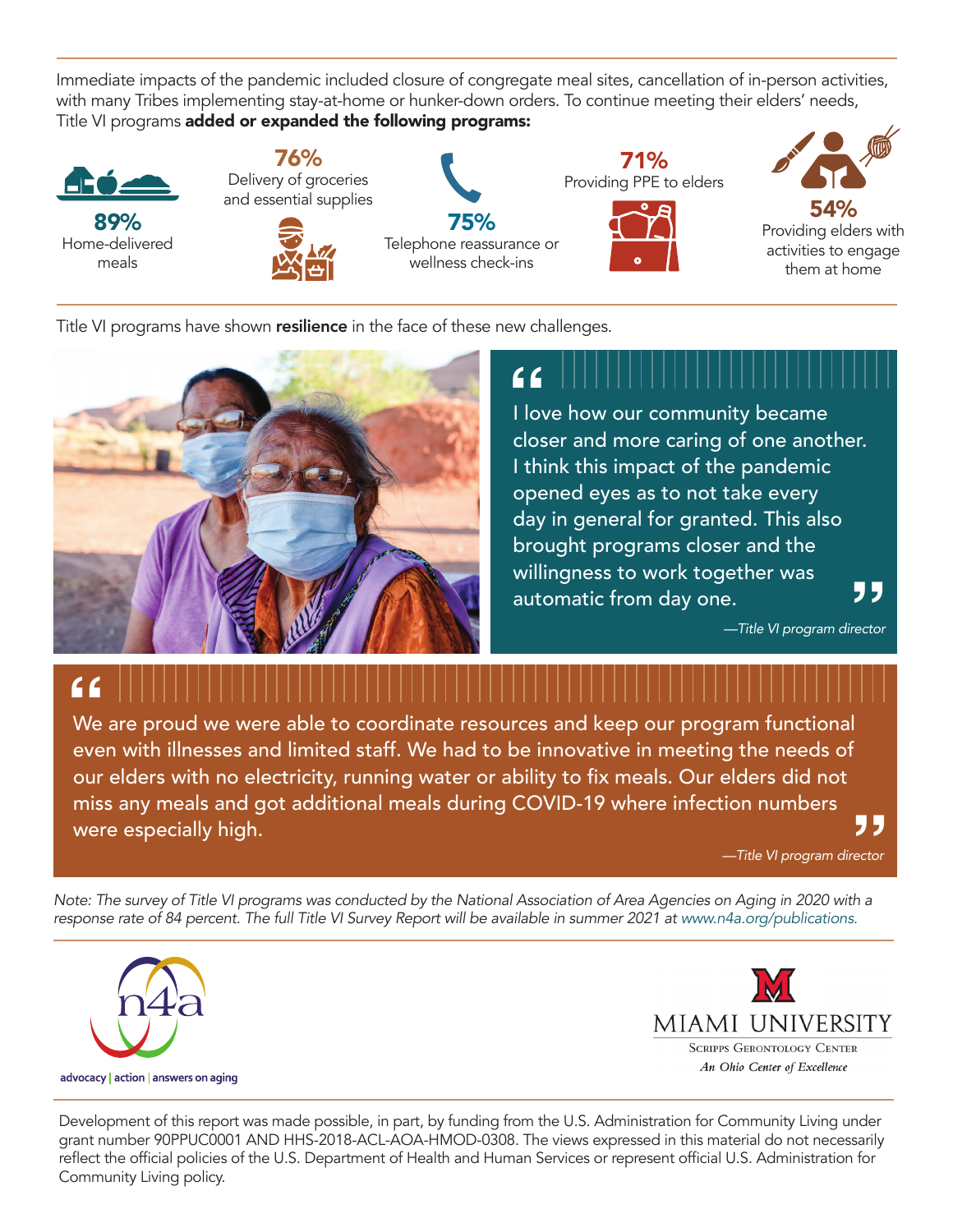Immediate impacts of the pandemic included closure of congregate meal sites, cancellation of in-person activities, with many Tribes implementing stay-at-home or hunker-down orders. To continue meeting their elders' needs, Title VI programs **added or expanded the following programs:**

**89%**
Home-delivered meals

**76%**
Delivery of groceries and essential supplies

**75%**
Telephone reassurance or wellness check-ins

**71%**
Providing PPE to elders

**54%**
Providing elders with activities to engage them at home

Title VI programs have shown **resilience** in the face of these new challenges.

> I love how our community became closer and more caring of one another. I think this impact of the pandemic opened eyes as to not take every day in general for granted. This also brought programs closer and the willingness to work together was automatic from day one.
>
> *—Title VI program director*

> We are proud we were able to coordinate resources and keep our program functional even with illnesses and limited staff. We had to be innovative in meeting the needs of our elders with no electricity, running water or ability to fix meals. Our elders did not miss any meals and got additional meals during COVID-19 where infection numbers were especially high.
>
> *—Title VI program director*

*Note: The survey of Title VI programs was conducted by the National Association of Area Agencies on Aging in 2020 with a response rate of 84 percent. The full Title VI Survey Report will be available in summer 2021 at www.n4a.org/publications.*

n4a
advocacy | action | answers on aging

MIAMI UNIVERSITY
Scripps Gerontology Center
*An Ohio Center of Excellence*

Development of this report was made possible, in part, by funding from the U.S. Administration for Community Living under grant number 90PPUC0001 AND HHS-2018-ACL-AOA-HMOD-0308. The views expressed in this material do not necessarily reflect the official policies of the U.S. Department of Health and Human Services or represent official U.S. Administration for Community Living policy.